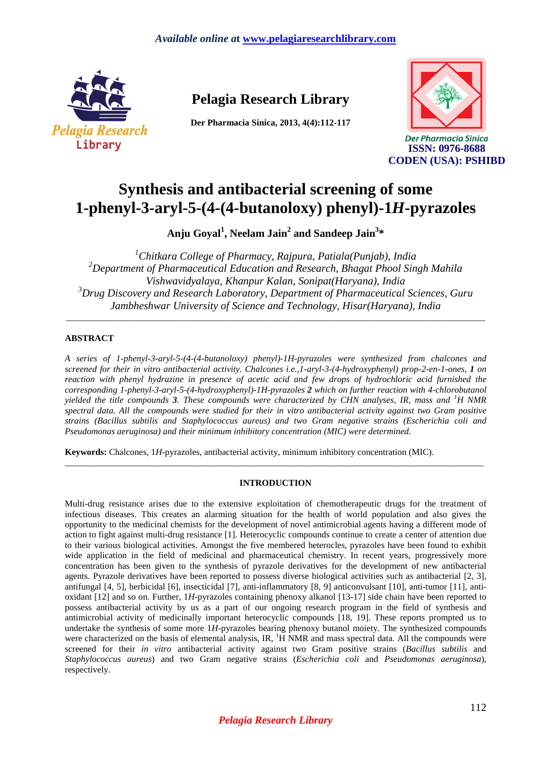# Synthesis and antibacterial screening of some 1-phenyl-3-aryl-5-(4-(4-butanoloxy) phenyl)-1*H*-pyrazoles

**Anju Goyal[1], Neelam Jain[2] and Sandeep Jain[3]***

[1]*Chitkara College of Pharmacy, Rajpura, Patiala(Punjab), India*
[2]*Department of Pharmaceutical Education and Research, Bhagat Phool Singh Mahila Vishwavidyalaya, Khanpur Kalan, Sonipat(Haryana), India*
[3]*Drug Discovery and Research Laboratory, Department of Pharmaceutical Sciences, Guru Jambheshwar University of Science and Technology, Hisar(Haryana), India*

---

## ABSTRACT

*A series of 1-phenyl-3-aryl-5-(4-(4-butanoloxy) phenyl)-1H-pyrazoles were synthesized from chalcones and screened for their in vitro antibacterial activity. Chalcones i.e.,1-aryl-3-(4-hydroxyphenyl) prop-2-en-1-ones, **1** on reaction with phenyl hydrazine in presence of acetic acid and few drops of hydrochloric acid furnished the corresponding 1-phenyl-3-aryl-5-(4-hydroxyphenyl)-1H-pyrazoles **2** which on further reaction with 4-chlorobutanol yielded the title compounds **3**. These compounds were characterized by CHN analyses, IR, mass and $^{1}$H NMR spectral data. All the compounds were studied for their in vitro antibacterial activity against two Gram positive strains (Bacillus subtilis and Staphylococcus aureus) and two Gram negative strains (Escherichia coli and Pseudomonas aeruginosa) and their minimum inhibitory concentration (MIC) were determined.*

**Keywords:** Chalcones, 1*H*-pyrazoles, antibacterial activity, minimum inhibitory concentration (MIC).

---

## INTRODUCTION

Multi-drug resistance arises due to the extensive exploitation of chemotherapeutic drugs for the treatment of infectious diseases. This creates an alarming situation for the health of world population and also gives the opportunity to the medicinal chemists for the development of novel antimicrobial agents having a different mode of action to fight against multi-drug resistance [1]. Heterocyclic compounds continue to create a center of attention due to their various biological activities. Amongst the five membered heterocles, pyrazoles have been found to exhibit wide application in the field of medicinal and pharmaceutical chemistry. In recent years, progressively more concentration has been given to the synthesis of pyrazole derivatives for the development of new antibacterial agents. Pyrazole derivatives have been reported to possess diverse biological activities such as antibacterial [2, 3], antifungal [4, 5], herbicidal [6], insecticidal [7], anti-inflammatory [8, 9] anticonvulsant [10], anti-tumor [11], anti-oxidant [12] and so on. Further, 1*H*-pyrazoles containing phenoxy alkanol [13-17] side chain have been reported to possess antibacterial activity by us as a part of our ongoing research program in the field of synthesis and antimicrobial activity of medicinally important heterocyclic compounds [18, 19]. These reports prompted us to undertake the synthesis of some more 1*H*-pyrazoles bearing phenoxy butanol moiety. The synthesized compounds were characterized on the basis of elemental analysis, IR, $^{1}$H NMR and mass spectral data. All the compounds were screened for their *in vitro* antibacterial activity against two Gram positive strains (*Bacillus subtilis* and *Staphylococcus aureus*) and two Gram negative strains (*Escherichia coli* and *Pseudomonas aeruginosa*), respectively.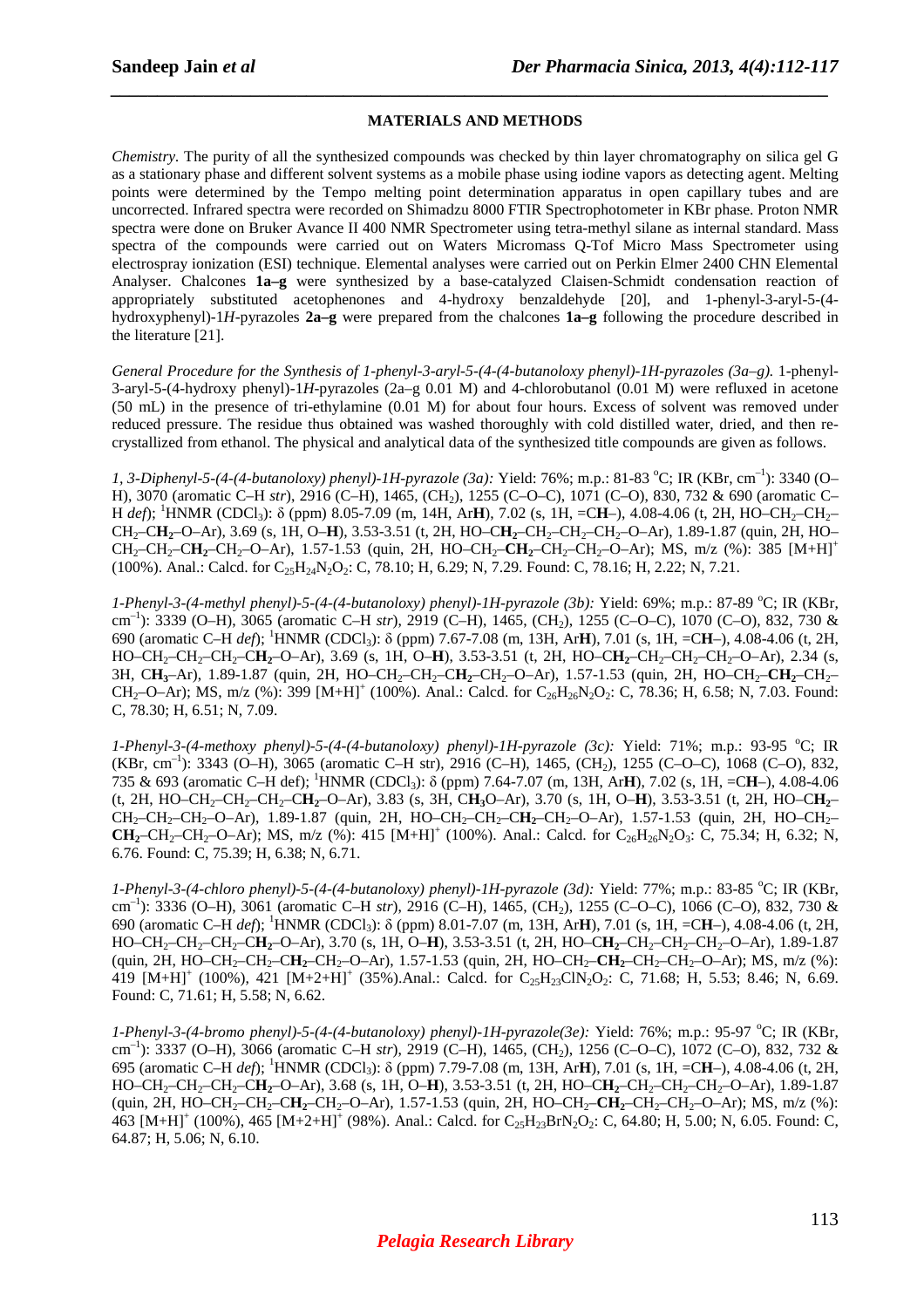## MATERIALS AND METHODS

*Chemistry.* The purity of all the synthesized compounds was checked by thin layer chromatography on silica gel G as a stationary phase and different solvent systems as a mobile phase using iodine vapors as detecting agent. Melting points were determined by the Tempo melting point determination apparatus in open capillary tubes and are uncorrected. Infrared spectra were recorded on Shimadzu 8000 FTIR Spectrophotometer in KBr phase. Proton NMR spectra were done on Bruker Avance II 400 NMR Spectrometer using tetra-methyl silane as internal standard. Mass spectra of the compounds were carried out on Waters Micromass Q-Tof Micro Mass Spectrometer using electrospray ionization (ESI) technique. Elemental analyses were carried out on Perkin Elmer 2400 CHN Elemental Analyser. Chalcones **1a–g** were synthesized by a base-catalyzed Claisen-Schmidt condensation reaction of appropriately substituted acetophenones and 4-hydroxy benzaldehyde [20], and 1-phenyl-3-aryl-5-(4-hydroxyphenyl)-1*H*-pyrazoles **2a–g** were prepared from the chalcones **1a–g** following the procedure described in the literature [21].

*General Procedure for the Synthesis of 1-phenyl-3-aryl-5-(4-(4-butanoloxy phenyl)-1H-pyrazoles (3a–g).* 1-phenyl-3-aryl-5-(4-hydroxy phenyl)-1*H*-pyrazoles (2a–g 0.01 M) and 4-chlorobutanol (0.01 M) were refluxed in acetone (50 mL) in the presence of tri-ethylamine (0.01 M) for about four hours. Excess of solvent was removed under reduced pressure. The residue thus obtained was washed thoroughly with cold distilled water, dried, and then re-crystallized from ethanol. The physical and analytical data of the synthesized title compounds are given as follows.

*1, 3-Diphenyl-5-(4-(4-butanoloxy) phenyl)-1H-pyrazole (3a):* Yield: 76%; m.p.: 81-83 °C; IR (KBr, $cm^{-1}$): 3340 (O–H), 3070 (aromatic C–H *str*), 2916 (C–H), 1465, ($CH_2$), 1255 (C–O–C), 1071 (C–O), 830, 732 & 690 (aromatic C–H *def*); $^1$HNMR ($CDCl_3$): δ (ppm) 8.05-7.09 (m, 14H, Ar**H**), 7.02 (s, 1H, =C**H**–), 4.08-4.06 (t, 2H, HO–$CH_2$–$CH_2$–$CH_2$–C**H$_2$**–O–Ar), 3.69 (s, 1H, O–**H**), 3.53-3.51 (t, 2H, HO–C**H$_2$**–$CH_2$–$CH_2$–$CH_2$–O–Ar), 1.89-1.87 (quin, 2H, HO–$CH_2$–$CH_2$–C**H$_2$**–$CH_2$–O–Ar), 1.57-1.53 (quin, 2H, HO–$CH_2$–**CH$_2$**–$CH_2$–$CH_2$–O–Ar); MS, m/z (%): 385 $[M+H]^+$ (100%). Anal.: Calcd. for $C_{25}H_{24}N_2O_2$: C, 78.10; H, 6.29; N, 7.29. Found: C, 78.16; H, 2.22; N, 7.21.

*1-Phenyl-3-(4-methyl phenyl)-5-(4-(4-butanoloxy) phenyl)-1H-pyrazole (3b):* Yield: 69%; m.p.: 87-89 °C; IR (KBr, $cm^{-1}$): 3339 (O–H), 3065 (aromatic C–H *str*), 2919 (C–H), 1465, ($CH_2$), 1255 (C–O–C), 1070 (C–O), 832, 730 & 690 (aromatic C–H *def*); $^1$HNMR ($CDCl_3$): δ (ppm) 7.67-7.08 (m, 13H, Ar**H**), 7.01 (s, 1H, =C**H**–), 4.08-4.06 (t, 2H, HO–$CH_2$–$CH_2$–$CH_2$–C**H$_2$**–O–Ar), 3.69 (s, 1H, O–**H**), 3.53-3.51 (t, 2H, HO–C**H$_2$**–$CH_2$–$CH_2$–$CH_2$–O–Ar), 2.34 (s, 3H, C**H$_3$**–Ar), 1.89-1.87 (quin, 2H, HO–$CH_2$–$CH_2$–C**H$_2$**–$CH_2$–O–Ar), 1.57-1.53 (quin, 2H, HO–$CH_2$–**CH$_2$**–$CH_2$–$CH_2$–O–Ar); MS, m/z (%): 399 $[M+H]^+$ (100%). Anal.: Calcd. for $C_{26}H_{26}N_2O_2$: C, 78.36; H, 6.58; N, 7.03. Found: C, 78.30; H, 6.51; N, 7.09.

*1-Phenyl-3-(4-methoxy phenyl)-5-(4-(4-butanoloxy) phenyl)-1H-pyrazole (3c):* Yield: 71%; m.p.: 93-95 °C; IR (KBr, $cm^{-1}$): 3343 (O–H), 3065 (aromatic C–H *str*), 2916 (C–H), 1465, ($CH_2$), 1255 (C–O–C), 1068 (C–O), 832, 735 & 693 (aromatic C–H *def*); $^1$HNMR ($CDCl_3$): δ (ppm) 7.64-7.07 (m, 13H, Ar**H**), 7.02 (s, 1H, =C**H**–), 4.08-4.06 (t, 2H, HO–$CH_2$–$CH_2$–$CH_2$–C**H$_2$**–O–Ar), 3.83 (s, 3H, C**H$_3$**O–Ar), 3.70 (s, 1H, O–**H**), 3.53-3.51 (t, 2H, HO–C**H$_2$**–$CH_2$–$CH_2$–$CH_2$–O–Ar), 1.89-1.87 (quin, 2H, HO–$CH_2$–$CH_2$–C**H$_2$**–$CH_2$–O–Ar), 1.57-1.53 (quin, 2H, HO–$CH_2$–**CH$_2$**–$CH_2$–$CH_2$–O–Ar); MS, m/z (%): 415 $[M+H]^+$ (100%). Anal.: Calcd. for $C_{26}H_{26}N_2O_3$: C, 75.34; H, 6.32; N, 6.76. Found: C, 75.39; H, 6.38; N, 6.71.

*1-Phenyl-3-(4-chloro phenyl)-5-(4-(4-butanoloxy) phenyl)-1H-pyrazole (3d):* Yield: 77%; m.p.: 83-85 °C; IR (KBr, $cm^{-1}$): 3336 (O–H), 3061 (aromatic C–H *str*), 2916 (C–H), 1465, ($CH_2$), 1255 (C–O–C), 1066 (C–O), 832, 730 & 690 (aromatic C–H *def*); $^1$HNMR ($CDCl_3$): δ (ppm) 8.01-7.07 (m, 13H, Ar**H**), 7.01 (s, 1H, =C**H**–), 4.08-4.06 (t, 2H, HO–$CH_2$–$CH_2$–$CH_2$–C**H$_2$**–O–Ar), 3.70 (s, 1H, O–**H**), 3.53-3.51 (t, 2H, HO–C**H$_2$**–$CH_2$–$CH_2$–$CH_2$–O–Ar), 1.89-1.87 (quin, 2H, HO–$CH_2$–$CH_2$–C**H$_2$**–$CH_2$–O–Ar), 1.57-1.53 (quin, 2H, HO–$CH_2$–**CH$_2$**–$CH_2$–$CH_2$–O–Ar); MS, m/z (%): 419 $[M+H]^+$ (100%), 421 $[M+2+H]^+$ (35%).Anal.: Calcd. for $C_{25}H_{23}ClN_2O_2$: C, 71.68; H, 5.53; 8.46; N, 6.69. Found: C, 71.61; H, 5.58; N, 6.62.

*1-Phenyl-3-(4-bromo phenyl)-5-(4-(4-butanoloxy) phenyl)-1H-pyrazole(3e):* Yield: 76%; m.p.: 95-97 °C; IR (KBr, $cm^{-1}$): 3337 (O–H), 3066 (aromatic C–H *str*), 2919 (C–H), 1465, ($CH_2$), 1256 (C–O–C), 1072 (C–O), 832, 732 & 695 (aromatic C–H *def*); $^1$HNMR ($CDCl_3$): δ (ppm) 7.79-7.08 (m, 13H, Ar**H**), 7.01 (s, 1H, =C**H**–), 4.08-4.06 (t, 2H, HO–$CH_2$–$CH_2$–$CH_2$–C**H$_2$**–O–Ar), 3.68 (s, 1H, O–**H**), 3.53-3.51 (t, 2H, HO–C**H$_2$**–$CH_2$–$CH_2$–$CH_2$–O–Ar), 1.89-1.87 (quin, 2H, HO–$CH_2$–$CH_2$–C**H$_2$**–$CH_2$–O–Ar), 1.57-1.53 (quin, 2H, HO–$CH_2$–**CH$_2$**–$CH_2$–$CH_2$–O–Ar); MS, m/z (%): 463 $[M+H]^+$ (100%), 465 $[M+2+H]^+$ (98%). Anal.: Calcd. for $C_{25}H_{23}BrN_2O_2$: C, 64.80; H, 5.00; N, 6.05. Found: C, 64.87; H, 5.06; N, 6.10.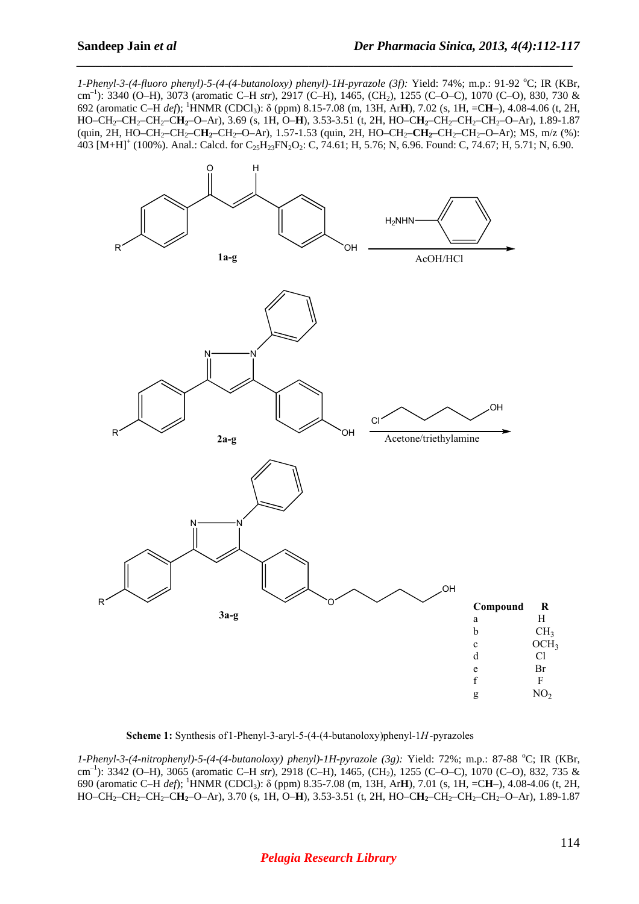*1-Phenyl-3-(4-fluoro phenyl)-5-(4-(4-butanoloxy) phenyl)-1H-pyrazole (3f):* Yield: 74%; m.p.: 91-92 °C; IR (KBr, $cm^{-1}$): 3340 (O–H), 3073 (aromatic C–H *str*), 2917 (C–H), 1465, ($CH_2$), 1255 (C–O–C), 1070 (C–O), 830, 730 & 692 (aromatic C–H *def*); $^{1}$HNMR ($CDCl_3$): δ (ppm) 8.15-7.08 (m, 13H, Ar**H**), 7.02 (s, 1H, =C**H**–), 4.08-4.06 (t, 2H, HO–$CH_2$–$CH_2$–$CH_2$–C**H$_2$**–O–Ar), 3.69 (s, 1H, O–**H**), 3.53-3.51 (t, 2H, HO–C**H$_2$**–$CH_2$–$CH_2$–$CH_2$–O–Ar), 1.89-1.87 (quin, 2H, HO–$CH_2$–$CH_2$–C**H$_2$**–$CH_2$–O–Ar), 1.57-1.53 (quin, 2H, HO–$CH_2$–**CH$_2$**–$CH_2$–$CH_2$–O–Ar); MS, m/z (%): 403 $[M+H]^+$ (100%). Anal.: Calcd. for $C_{25}H_{23}FN_2O_2$: C, 74.61; H, 5.76; N, 6.96. Found: C, 74.67; H, 5.71; N, 6.90.

| Compound | R |
|---|---|
| a | H |
| b | $CH_3$ |
| c | $OCH_3$ |
| d | Cl |
| e | Br |
| f | F |
| g | $NO_2$ |

**Scheme 1:** Synthesis of 1-Phenyl-3-aryl-5-(4-(4-butanoloxy)phenyl-1*H*-pyrazoles

*1-Phenyl-3-(4-nitrophenyl)-5-(4-(4-butanoloxy) phenyl)-1H-pyrazole (3g):* Yield: 72%; m.p.: 87-88 °C; IR (KBr, $cm^{-1}$): 3342 (O–H), 3065 (aromatic C–H *str*), 2918 (C–H), 1465, ($CH_2$), 1255 (C–O–C), 1070 (C–O), 832, 735 & 690 (aromatic C–H *def*); $^{1}$HNMR ($CDCl_3$): δ (ppm) 8.35-7.08 (m, 13H, Ar**H**), 7.01 (s, 1H, =C**H**–), 4.08-4.06 (t, 2H, HO–$CH_2$–$CH_2$–$CH_2$–C**H$_2$**–O–Ar), 3.70 (s, 1H, O–**H**), 3.53-3.51 (t, 2H, HO–C**H$_2$**–$CH_2$–$CH_2$–$CH_2$–O–Ar), 1.89-1.87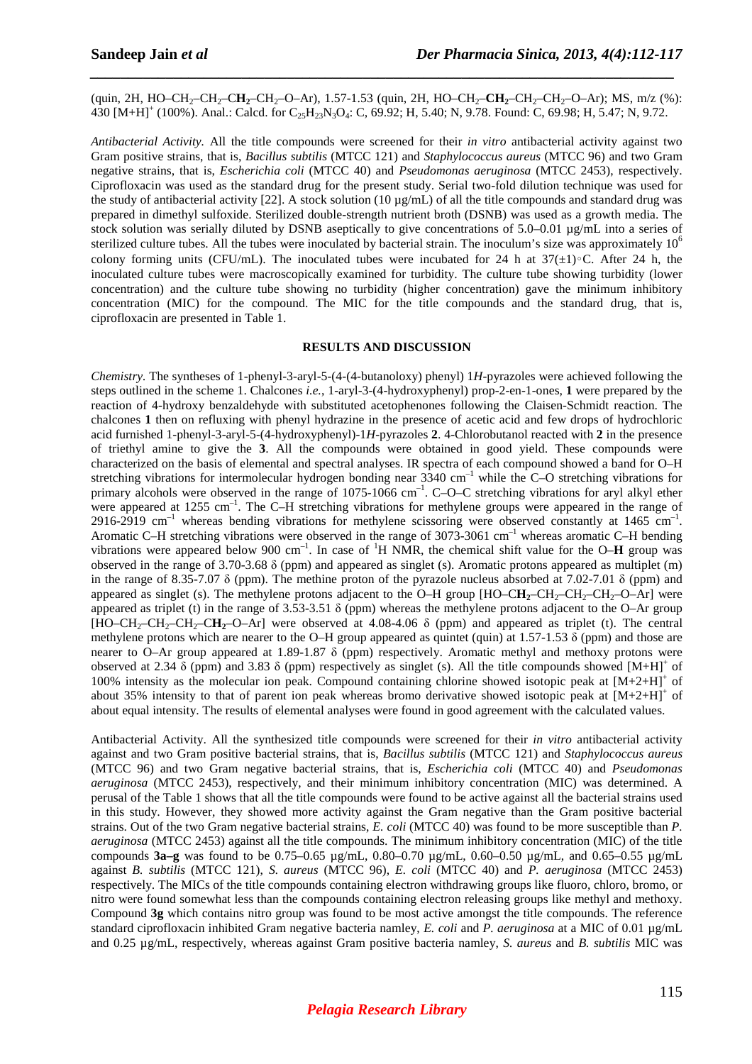(quin, 2H, HO–$CH_2$–$CH_2$–C**$H_2$**–$CH_2$–O–Ar), 1.57-1.53 (quin, 2H, HO–$CH_2$–**$CH_2$**–$CH_2$–$CH_2$–O–Ar); MS, m/z (%): 430 $[M+H]^+$ (100%). Anal.: Calcd. for $C_{25}H_{23}N_3O_4$: C, 69.92; H, 5.40; N, 9.78. Found: C, 69.98; H, 5.47; N, 9.72.

*Antibacterial Activity.* All the title compounds were screened for their *in vitro* antibacterial activity against two Gram positive strains, that is, *Bacillus subtilis* (MTCC 121) and *Staphylococcus aureus* (MTCC 96) and two Gram negative strains, that is, *Escherichia coli* (MTCC 40) and *Pseudomonas aeruginosa* (MTCC 2453), respectively. Ciprofloxacin was used as the standard drug for the present study. Serial two-fold dilution technique was used for the study of antibacterial activity [22]. A stock solution (10 µg/mL) of all the title compounds and standard drug was prepared in dimethyl sulfoxide. Sterilized double-strength nutrient broth (DSNB) was used as a growth media. The stock solution was serially diluted by DSNB aseptically to give concentrations of 5.0–0.01 µg/mL into a series of sterilized culture tubes. All the tubes were inoculated by bacterial strain. The inoculum's size was approximately $10^6$ colony forming units (CFU/mL). The inoculated tubes were incubated for 24 h at 37(±1)◦C. After 24 h, the inoculated culture tubes were macroscopically examined for turbidity. The culture tube showing turbidity (lower concentration) and the culture tube showing no turbidity (higher concentration) gave the minimum inhibitory concentration (MIC) for the compound. The MIC for the title compounds and the standard drug, that is, ciprofloxacin are presented in Table 1.

## RESULTS AND DISCUSSION

*Chemistry.* The syntheses of 1-phenyl-3-aryl-5-(4-(4-butanoloxy) phenyl) 1*H*-pyrazoles were achieved following the steps outlined in the scheme 1. Chalcones *i.e.*, 1-aryl-3-(4-hydroxyphenyl) prop-2-en-1-ones, **1** were prepared by the reaction of 4-hydroxy benzaldehyde with substituted acetophenones following the Claisen-Schmidt reaction. The chalcones **1** then on refluxing with phenyl hydrazine in the presence of acetic acid and few drops of hydrochloric acid furnished 1-phenyl-3-aryl-5-(4-hydroxyphenyl)-1*H*-pyrazoles **2**. 4-Chlorobutanol reacted with **2** in the presence of triethyl amine to give the **3**. All the compounds were obtained in good yield. These compounds were characterized on the basis of elemental and spectral analyses. IR spectra of each compound showed a band for O–H stretching vibrations for intermolecular hydrogen bonding near 3340 $cm^{-1}$ while the C–O stretching vibrations for primary alcohols were observed in the range of 1075-1066 $cm^{-1}$. C–O–C stretching vibrations for aryl alkyl ether were appeared at 1255 $cm^{-1}$. The C–H stretching vibrations for methylene groups were appeared in the range of 2916-2919 $cm^{-1}$ whereas bending vibrations for methylene scissoring were observed constantly at 1465 $cm^{-1}$. Aromatic C–H stretching vibrations were observed in the range of 3073-3061 $cm^{-1}$ whereas aromatic C–H bending vibrations were appeared below 900 $cm^{-1}$. In case of $^1$H NMR, the chemical shift value for the O–**H** group was observed in the range of 3.70-3.68 δ (ppm) and appeared as singlet (s). Aromatic protons appeared as multiplet (m) in the range of 8.35-7.07 δ (ppm). The methine proton of the pyrazole nucleus absorbed at 7.02-7.01 δ (ppm) and appeared as singlet (s). The methylene protons adjacent to the O–H group [HO–C**$H_2$**–$CH_2$–$CH_2$–$CH_2$–O–Ar] were appeared as triplet (t) in the range of 3.53-3.51 δ (ppm) whereas the methylene protons adjacent to the O–Ar group [HO–$CH_2$–$CH_2$–$CH_2$–C**$H_2$**–O–Ar] were observed at 4.08-4.06 δ (ppm) and appeared as triplet (t). The central methylene protons which are nearer to the O–H group appeared as quintet (quin) at 1.57-1.53 δ (ppm) and those are nearer to O–Ar group appeared at 1.89-1.87 δ (ppm) respectively. Aromatic methyl and methoxy protons were observed at 2.34 δ (ppm) and 3.83 δ (ppm) respectively as singlet (s). All the title compounds showed $[M+H]^+$ of 100% intensity as the molecular ion peak. Compound containing chlorine showed isotopic peak at $[M+2+H]^+$ of about 35% intensity to that of parent ion peak whereas bromo derivative showed isotopic peak at $[M+2+H]^+$ of about equal intensity. The results of elemental analyses were found in good agreement with the calculated values.

Antibacterial Activity. All the synthesized title compounds were screened for their *in vitro* antibacterial activity against and two Gram positive bacterial strains, that is, *Bacillus subtilis* (MTCC 121) and *Staphylococcus aureus* (MTCC 96) and two Gram negative bacterial strains, that is, *Escherichia coli* (MTCC 40) and *Pseudomonas aeruginosa* (MTCC 2453), respectively, and their minimum inhibitory concentration (MIC) was determined. A perusal of the Table 1 shows that all the title compounds were found to be active against all the bacterial strains used in this study. However, they showed more activity against the Gram negative than the Gram positive bacterial strains. Out of the two Gram negative bacterial strains, *E. coli* (MTCC 40) was found to be more susceptible than *P. aeruginosa* (MTCC 2453) against all the title compounds. The minimum inhibitory concentration (MIC) of the title compounds **3a–g** was found to be 0.75–0.65 µg/mL, 0.80–0.70 µg/mL, 0.60–0.50 µg/mL, and 0.65–0.55 µg/mL against *B. subtilis* (MTCC 121), *S. aureus* (MTCC 96), *E. coli* (MTCC 40) and *P. aeruginosa* (MTCC 2453) respectively. The MICs of the title compounds containing electron withdrawing groups like fluoro, chloro, bromo, or nitro were found somewhat less than the compounds containing electron releasing groups like methyl and methoxy. Compound **3g** which contains nitro group was found to be most active amongst the title compounds. The reference standard ciprofloxacin inhibited Gram negative bacteria namley, *E. coli* and *P. aeruginosa* at a MIC of 0.01 µg/mL and 0.25 µg/mL, respectively, whereas against Gram positive bacteria namley, *S. aureus* and *B. subtilis* MIC was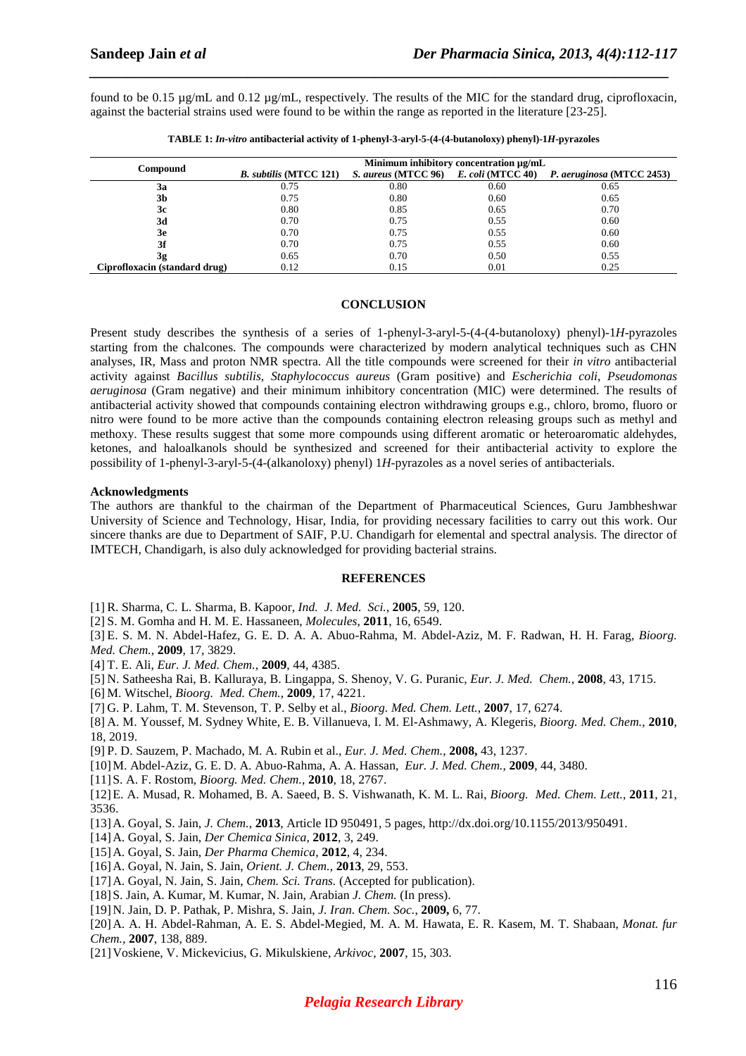found to be 0.15 µg/mL and 0.12 µg/mL, respectively. The results of the MIC for the standard drug, ciprofloxacin, against the bacterial strains used were found to be within the range as reported in the literature [23-25].

**TABLE 1: *In-vitro* antibacterial activity of 1-phenyl-3-aryl-5-(4-(4-butanoloxy) phenyl)-1*H*-pyrazoles**

| Compound | Minimum inhibitory concentration µg/mL | | | |
|---|---|---|---|---|
| | *B. subtilis* (MTCC 121) | *S. aureus* (MTCC 96) | *E. coli* (MTCC 40) | *P. aeruginosa* (MTCC 2453) |
| **3a** | 0.75 | 0.80 | 0.60 | 0.65 |
| **3b** | 0.75 | 0.80 | 0.60 | 0.65 |
| **3c** | 0.80 | 0.85 | 0.65 | 0.70 |
| **3d** | 0.70 | 0.75 | 0.55 | 0.60 |
| **3e** | 0.70 | 0.75 | 0.55 | 0.60 |
| **3f** | 0.70 | 0.75 | 0.55 | 0.60 |
| **3g** | 0.65 | 0.70 | 0.50 | 0.55 |
| **Ciprofloxacin (standard drug)** | 0.12 | 0.15 | 0.01 | 0.25 |

## CONCLUSION

Present study describes the synthesis of a series of 1-phenyl-3-aryl-5-(4-(4-butanoloxy) phenyl)-1*H*-pyrazoles starting from the chalcones. The compounds were characterized by modern analytical techniques such as CHN analyses, IR, Mass and proton NMR spectra. All the title compounds were screened for their *in vitro* antibacterial activity against *Bacillus subtilis*, *Staphylococcus aureus* (Gram positive) and *Escherichia coli*, *Pseudomonas aeruginosa* (Gram negative) and their minimum inhibitory concentration (MIC) were determined. The results of antibacterial activity showed that compounds containing electron withdrawing groups e.g., chloro, bromo, fluoro or nitro were found to be more active than the compounds containing electron releasing groups such as methyl and methoxy. These results suggest that some more compounds using different aromatic or heteroaromatic aldehydes, ketones, and haloalkanols should be synthesized and screened for their antibacterial activity to explore the possibility of 1-phenyl-3-aryl-5-(4-(alkanoloxy) phenyl) 1*H*-pyrazoles as a novel series of antibacterials.

**Acknowledgments**

The authors are thankful to the chairman of the Department of Pharmaceutical Sciences, Guru Jambheshwar University of Science and Technology, Hisar, India, for providing necessary facilities to carry out this work. Our sincere thanks are due to Department of SAIF, P.U. Chandigarh for elemental and spectral analysis. The director of IMTECH, Chandigarh, is also duly acknowledged for providing bacterial strains.

## REFERENCES

[1] R. Sharma, C. L. Sharma, B. Kapoor, *Ind. J. Med. Sci.*, **2005**, 59, 120.

[2] S. M. Gomha and H. M. E. Hassaneen, *Molecules*, **2011**, 16, 6549.

[3] E. S. M. N. Abdel-Hafez, G. E. D. A. A. Abuo-Rahma, M. Abdel-Aziz, M. F. Radwan, H. H. Farag, *Bioorg. Med. Chem.*, **2009**, 17, 3829.

[4] T. E. Ali, *Eur. J. Med. Chem.*, **2009**, 44, 4385.

[5] N. Satheesha Rai, B. Kalluraya, B. Lingappa, S. Shenoy, V. G. Puranic, *Eur. J. Med. Chem.*, **2008**, 43, 1715.

[6] M. Witschel, *Bioorg. Med. Chem.*, **2009**, 17, 4221.

[7] G. P. Lahm, T. M. Stevenson, T. P. Selby et al., *Bioorg. Med. Chem. Lett.*, **2007**, 17, 6274.

[8] A. M. Youssef, M. Sydney White, E. B. Villanueva, I. M. El-Ashmawy, A. Klegeris, *Bioorg. Med. Chem.*, **2010**, 18, 2019.

[9] P. D. Sauzem, P. Machado, M. A. Rubin et al., *Eur. J. Med. Chem.*, **2008,** 43, 1237.

[10] M. Abdel-Aziz, G. E. D. A. Abuo-Rahma, A. A. Hassan, *Eur. J. Med. Chem.*, **2009**, 44, 3480.

[11] S. A. F. Rostom, *Bioorg. Med. Chem.*, **2010**, 18, 2767.

[12] E. A. Musad, R. Mohamed, B. A. Saeed, B. S. Vishwanath, K. M. L. Rai, *Bioorg. Med. Chem. Lett.*, **2011**, 21, 3536.

[13] A. Goyal, S. Jain, *J. Chem.*, **2013**, Article ID 950491, 5 pages, http://dx.doi.org/10.1155/2013/950491.

[14] A. Goyal, S. Jain, *Der Chemica Sinica*, **2012**, 3, 249.

[15] A. Goyal, S. Jain, *Der Pharma Chemica*, **2012**, 4, 234.

[16] A. Goyal, N. Jain, S. Jain, *Orient. J. Chem.*, **2013**, 29, 553.

[17] A. Goyal, N. Jain, S. Jain, *Chem. Sci. Trans.* (Accepted for publication).

[18] S. Jain, A. Kumar, M. Kumar, N. Jain, Arabian *J. Chem.* (In press).

[19] N. Jain, D. P. Pathak, P. Mishra, S. Jain, *J. Iran. Chem. Soc.*, **2009,** 6, 77.

[20] A. A. H. Abdel-Rahman, A. E. S. Abdel-Megied, M. A. M. Hawata, E. R. Kasem, M. T. Shabaan, *Monat. fur Chem.*, **2007**, 138, 889.

[21] Voskiene, V. Mickevicius, G. Mikulskiene, *Arkivoc*, **2007**, 15, 303.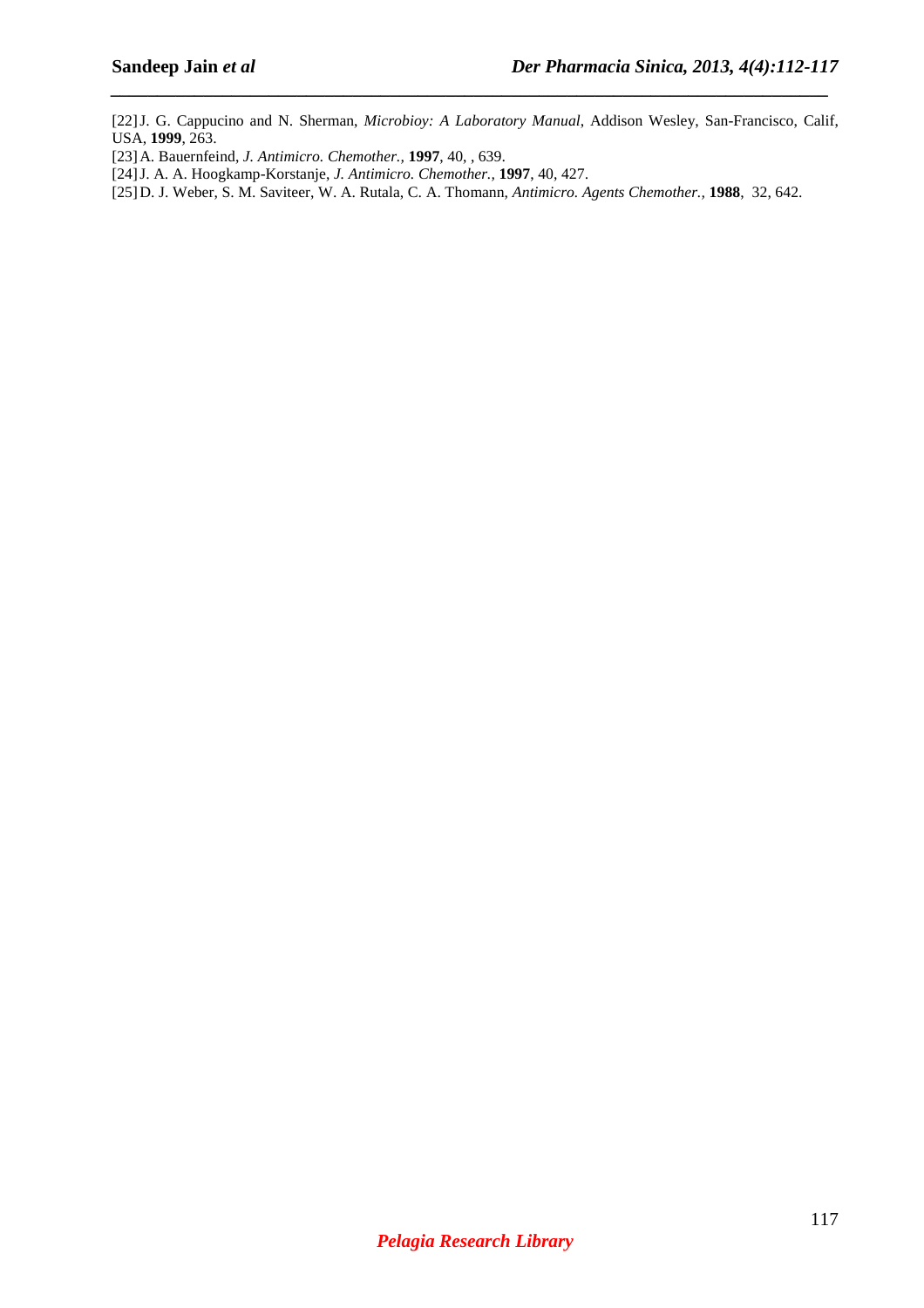[22] J. G. Cappucino and N. Sherman, *Microbioy: A Laboratory Manual*, Addison Wesley, San-Francisco, Calif, USA, **1999**, 263.

[23] A. Bauernfeind, *J. Antimicro. Chemother.*, **1997**, 40, , 639.

[24] J. A. A. Hoogkamp-Korstanje, *J. Antimicro. Chemother.,* **1997**, 40, 427.

[25] D. J. Weber, S. M. Saviteer, W. A. Rutala, C. A. Thomann, *Antimicro. Agents Chemother.,* **1988**, 32, 642.